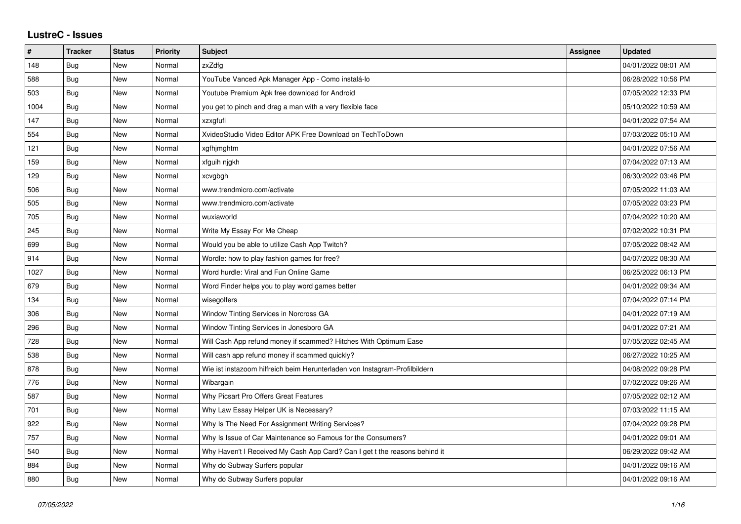# LustreC - Issues

| # | Tracker | Status | Priority | Subject | Assignee | Updated |
|---|---|---|---|---|---|---|
| 148 | Bug | New | Normal | zxZdfg | | 04/01/2022 08:01 AM |
| 588 | Bug | New | Normal | YouTube Vanced Apk Manager App - Como instalá-lo | | 06/28/2022 10:56 PM |
| 503 | Bug | New | Normal | Youtube Premium Apk free download for Android | | 07/05/2022 12:33 PM |
| 1004 | Bug | New | Normal | you get to pinch and drag a man with a very flexible face | | 05/10/2022 10:59 AM |
| 147 | Bug | New | Normal | xzxgfufi | | 04/01/2022 07:54 AM |
| 554 | Bug | New | Normal | XvideoStudio Video Editor APK Free Download on TechToDown | | 07/03/2022 05:10 AM |
| 121 | Bug | New | Normal | xgfhjmghtm | | 04/01/2022 07:56 AM |
| 159 | Bug | New | Normal | xfguih njgkh | | 07/04/2022 07:13 AM |
| 129 | Bug | New | Normal | xcvgbgh | | 06/30/2022 03:46 PM |
| 506 | Bug | New | Normal | www.trendmicro.com/activate | | 07/05/2022 11:03 AM |
| 505 | Bug | New | Normal | www.trendmicro.com/activate | | 07/05/2022 03:23 PM |
| 705 | Bug | New | Normal | wuxiaworld | | 07/04/2022 10:20 AM |
| 245 | Bug | New | Normal | Write My Essay For Me Cheap | | 07/02/2022 10:31 PM |
| 699 | Bug | New | Normal | Would you be able to utilize Cash App Twitch? | | 07/05/2022 08:42 AM |
| 914 | Bug | New | Normal | Wordle: how to play fashion games for free? | | 04/07/2022 08:30 AM |
| 1027 | Bug | New | Normal | Word hurdle: Viral and Fun Online Game | | 06/25/2022 06:13 PM |
| 679 | Bug | New | Normal | Word Finder helps you to play word games better | | 04/01/2022 09:34 AM |
| 134 | Bug | New | Normal | wisegolfers | | 07/04/2022 07:14 PM |
| 306 | Bug | New | Normal | Window Tinting Services in Norcross GA | | 04/01/2022 07:19 AM |
| 296 | Bug | New | Normal | Window Tinting Services in Jonesboro GA | | 04/01/2022 07:21 AM |
| 728 | Bug | New | Normal | Will Cash App refund money if scammed? Hitches With Optimum Ease | | 07/05/2022 02:45 AM |
| 538 | Bug | New | Normal | Will cash app refund money if scammed quickly? | | 06/27/2022 10:25 AM |
| 878 | Bug | New | Normal | Wie ist instazoom hilfreich beim Herunterladen von Instagram-Profilbildern | | 04/08/2022 09:28 PM |
| 776 | Bug | New | Normal | Wibargain | | 07/02/2022 09:26 AM |
| 587 | Bug | New | Normal | Why Picsart Pro Offers Great Features | | 07/05/2022 02:12 AM |
| 701 | Bug | New | Normal | Why Law Essay Helper UK is Necessary? | | 07/03/2022 11:15 AM |
| 922 | Bug | New | Normal | Why Is The Need For Assignment Writing Services? | | 07/04/2022 09:28 PM |
| 757 | Bug | New | Normal | Why Is Issue of Car Maintenance so Famous for the Consumers? | | 04/01/2022 09:01 AM |
| 540 | Bug | New | Normal | Why Haven't I Received My Cash App Card? Can I get t the reasons behind it | | 06/29/2022 09:42 AM |
| 884 | Bug | New | Normal | Why do Subway Surfers popular | | 04/01/2022 09:16 AM |
| 880 | Bug | New | Normal | Why do Subway Surfers popular | | 04/01/2022 09:16 AM |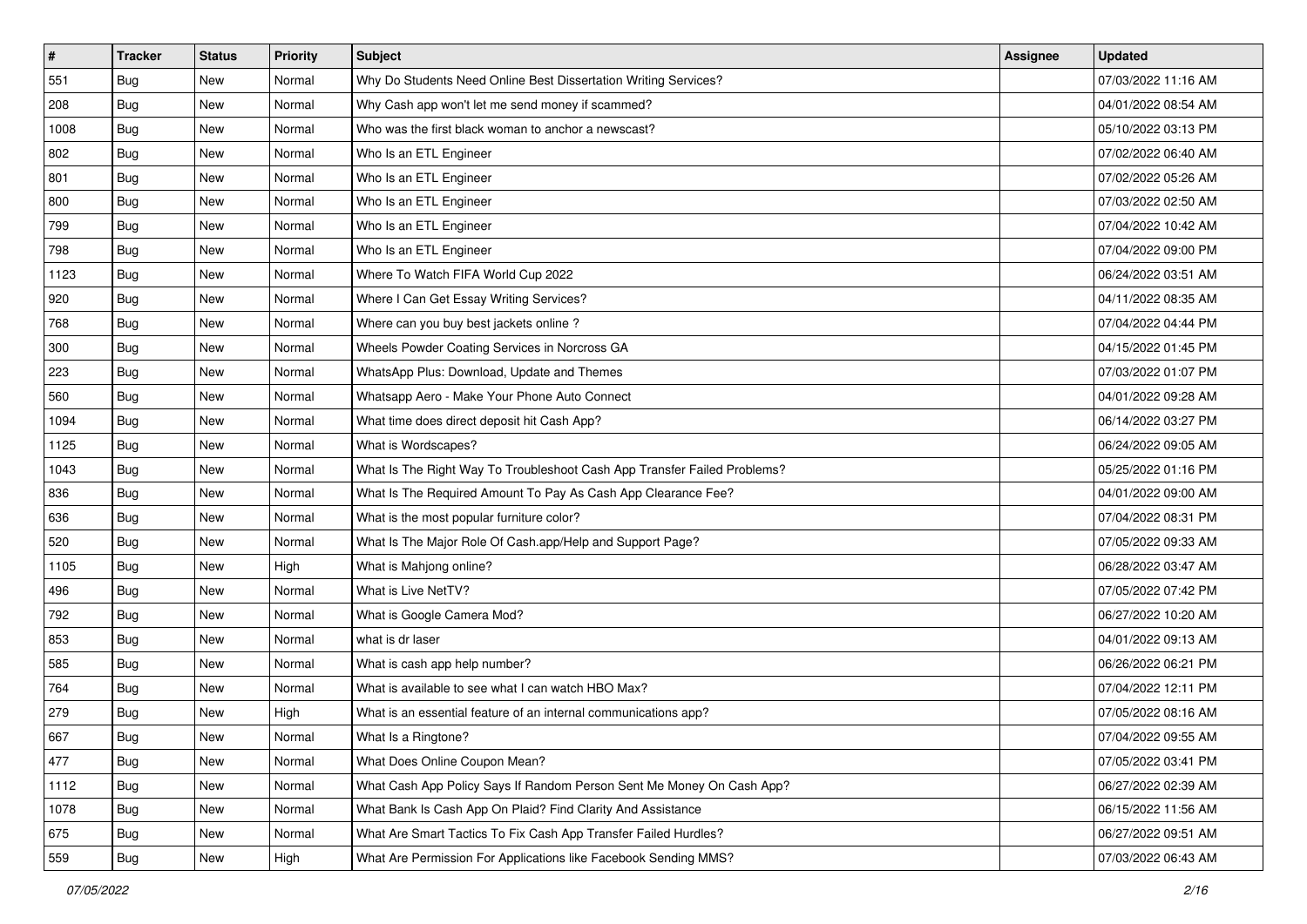| # | Tracker | Status | Priority | Subject | Assignee | Updated |
|---|---|---|---|---|---|---|
| 551 | Bug | New | Normal | Why Do Students Need Online Best Dissertation Writing Services? | | 07/03/2022 11:16 AM |
| 208 | Bug | New | Normal | Why Cash app won't let me send money if scammed? | | 04/01/2022 08:54 AM |
| 1008 | Bug | New | Normal | Who was the first black woman to anchor a newscast? | | 05/10/2022 03:13 PM |
| 802 | Bug | New | Normal | Who Is an ETL Engineer | | 07/02/2022 06:40 AM |
| 801 | Bug | New | Normal | Who Is an ETL Engineer | | 07/02/2022 05:26 AM |
| 800 | Bug | New | Normal | Who Is an ETL Engineer | | 07/03/2022 02:50 AM |
| 799 | Bug | New | Normal | Who Is an ETL Engineer | | 07/04/2022 10:42 AM |
| 798 | Bug | New | Normal | Who Is an ETL Engineer | | 07/04/2022 09:00 PM |
| 1123 | Bug | New | Normal | Where To Watch FIFA World Cup 2022 | | 06/24/2022 03:51 AM |
| 920 | Bug | New | Normal | Where I Can Get Essay Writing Services? | | 04/11/2022 08:35 AM |
| 768 | Bug | New | Normal | Where can you buy best jackets online ? | | 07/04/2022 04:44 PM |
| 300 | Bug | New | Normal | Wheels Powder Coating Services in Norcross GA | | 04/15/2022 01:45 PM |
| 223 | Bug | New | Normal | WhatsApp Plus: Download, Update and Themes | | 07/03/2022 01:07 PM |
| 560 | Bug | New | Normal | Whatsapp Aero - Make Your Phone Auto Connect | | 04/01/2022 09:28 AM |
| 1094 | Bug | New | Normal | What time does direct deposit hit Cash App? | | 06/14/2022 03:27 PM |
| 1125 | Bug | New | Normal | What is Wordscapes? | | 06/24/2022 09:05 AM |
| 1043 | Bug | New | Normal | What Is The Right Way To Troubleshoot Cash App Transfer Failed Problems? | | 05/25/2022 01:16 PM |
| 836 | Bug | New | Normal | What Is The Required Amount To Pay As Cash App Clearance Fee? | | 04/01/2022 09:00 AM |
| 636 | Bug | New | Normal | What is the most popular furniture color? | | 07/04/2022 08:31 PM |
| 520 | Bug | New | Normal | What Is The Major Role Of Cash.app/Help and Support Page? | | 07/05/2022 09:33 AM |
| 1105 | Bug | New | High | What is Mahjong online? | | 06/28/2022 03:47 AM |
| 496 | Bug | New | Normal | What is Live NetTV? | | 07/05/2022 07:42 PM |
| 792 | Bug | New | Normal | What is Google Camera Mod? | | 06/27/2022 10:20 AM |
| 853 | Bug | New | Normal | what is dr laser | | 04/01/2022 09:13 AM |
| 585 | Bug | New | Normal | What is cash app help number? | | 06/26/2022 06:21 PM |
| 764 | Bug | New | Normal | What is available to see what I can watch HBO Max? | | 07/04/2022 12:11 PM |
| 279 | Bug | New | High | What is an essential feature of an internal communications app? | | 07/05/2022 08:16 AM |
| 667 | Bug | New | Normal | What Is a Ringtone? | | 07/04/2022 09:55 AM |
| 477 | Bug | New | Normal | What Does Online Coupon Mean? | | 07/05/2022 03:41 PM |
| 1112 | Bug | New | Normal | What Cash App Policy Says If Random Person Sent Me Money On Cash App? | | 06/27/2022 02:39 AM |
| 1078 | Bug | New | Normal | What Bank Is Cash App On Plaid? Find Clarity And Assistance | | 06/15/2022 11:56 AM |
| 675 | Bug | New | Normal | What Are Smart Tactics To Fix Cash App Transfer Failed Hurdles? | | 06/27/2022 09:51 AM |
| 559 | Bug | New | High | What Are Permission For Applications like Facebook Sending MMS? | | 07/03/2022 06:43 AM |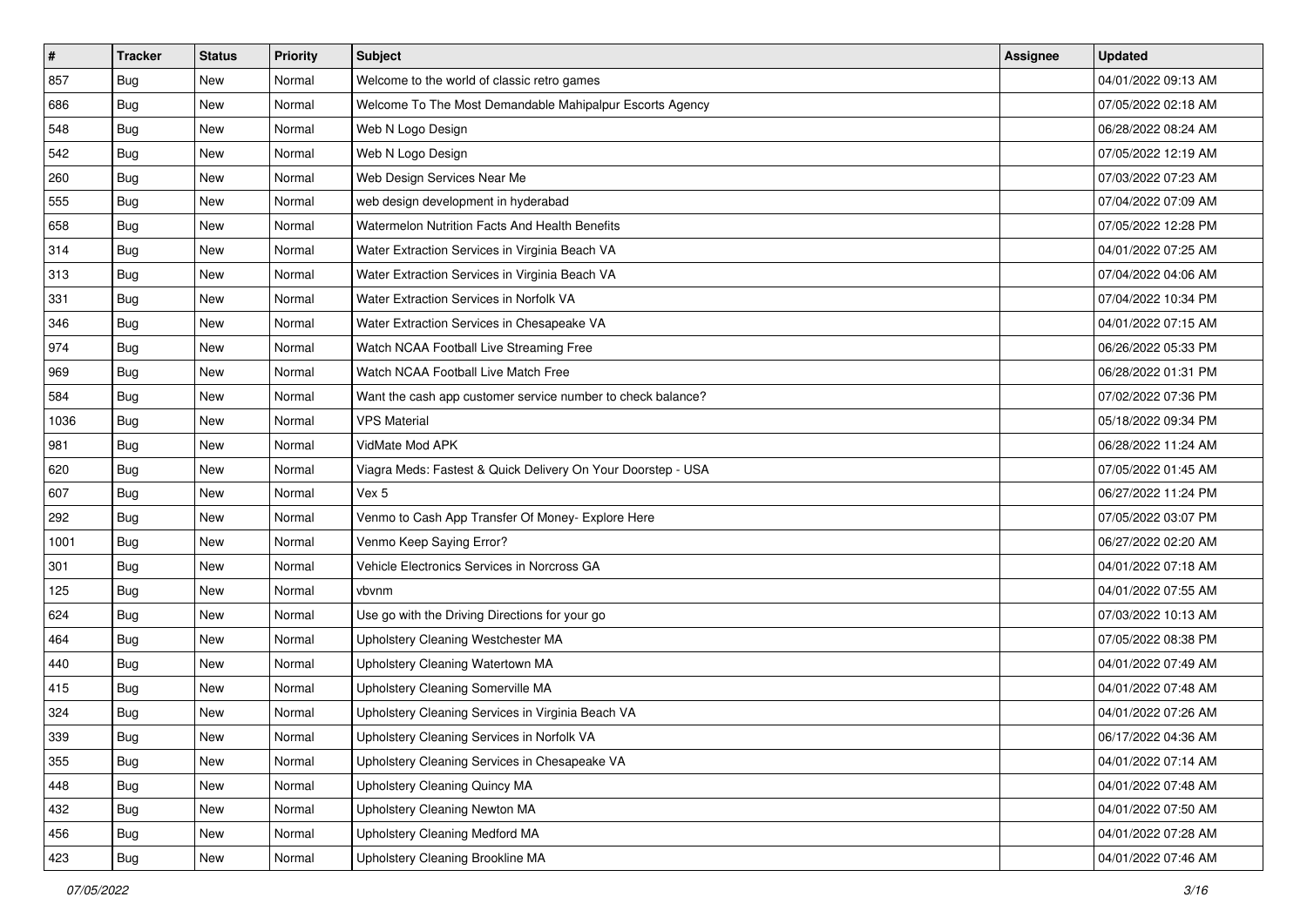| # | Tracker | Status | Priority | Subject | Assignee | Updated |
|---|---|---|---|---|---|---|
| 857 | Bug | New | Normal | Welcome to the world of classic retro games | | 04/01/2022 09:13 AM |
| 686 | Bug | New | Normal | Welcome To The Most Demandable Mahipalpur Escorts Agency | | 07/05/2022 02:18 AM |
| 548 | Bug | New | Normal | Web N Logo Design | | 06/28/2022 08:24 AM |
| 542 | Bug | New | Normal | Web N Logo Design | | 07/05/2022 12:19 AM |
| 260 | Bug | New | Normal | Web Design Services Near Me | | 07/03/2022 07:23 AM |
| 555 | Bug | New | Normal | web design development in hyderabad | | 07/04/2022 07:09 AM |
| 658 | Bug | New | Normal | Watermelon Nutrition Facts And Health Benefits | | 07/05/2022 12:28 PM |
| 314 | Bug | New | Normal | Water Extraction Services in Virginia Beach VA | | 04/01/2022 07:25 AM |
| 313 | Bug | New | Normal | Water Extraction Services in Virginia Beach VA | | 07/04/2022 04:06 AM |
| 331 | Bug | New | Normal | Water Extraction Services in Norfolk VA | | 07/04/2022 10:34 PM |
| 346 | Bug | New | Normal | Water Extraction Services in Chesapeake VA | | 04/01/2022 07:15 AM |
| 974 | Bug | New | Normal | Watch NCAA Football Live Streaming Free | | 06/26/2022 05:33 PM |
| 969 | Bug | New | Normal | Watch NCAA Football Live Match Free | | 06/28/2022 01:31 PM |
| 584 | Bug | New | Normal | Want the cash app customer service number to check balance? | | 07/02/2022 07:36 PM |
| 1036 | Bug | New | Normal | VPS Material | | 05/18/2022 09:34 PM |
| 981 | Bug | New | Normal | VidMate Mod APK | | 06/28/2022 11:24 AM |
| 620 | Bug | New | Normal | Viagra Meds: Fastest & Quick Delivery On Your Doorstep - USA | | 07/05/2022 01:45 AM |
| 607 | Bug | New | Normal | Vex 5 | | 06/27/2022 11:24 PM |
| 292 | Bug | New | Normal | Venmo to Cash App Transfer Of Money- Explore Here | | 07/05/2022 03:07 PM |
| 1001 | Bug | New | Normal | Venmo Keep Saying Error? | | 06/27/2022 02:20 AM |
| 301 | Bug | New | Normal | Vehicle Electronics Services in Norcross GA | | 04/01/2022 07:18 AM |
| 125 | Bug | New | Normal | vbvnm | | 04/01/2022 07:55 AM |
| 624 | Bug | New | Normal | Use go with the Driving Directions for your go | | 07/03/2022 10:13 AM |
| 464 | Bug | New | Normal | Upholstery Cleaning Westchester MA | | 07/05/2022 08:38 PM |
| 440 | Bug | New | Normal | Upholstery Cleaning Watertown MA | | 04/01/2022 07:49 AM |
| 415 | Bug | New | Normal | Upholstery Cleaning Somerville MA | | 04/01/2022 07:48 AM |
| 324 | Bug | New | Normal | Upholstery Cleaning Services in Virginia Beach VA | | 04/01/2022 07:26 AM |
| 339 | Bug | New | Normal | Upholstery Cleaning Services in Norfolk VA | | 06/17/2022 04:36 AM |
| 355 | Bug | New | Normal | Upholstery Cleaning Services in Chesapeake VA | | 04/01/2022 07:14 AM |
| 448 | Bug | New | Normal | Upholstery Cleaning Quincy MA | | 04/01/2022 07:48 AM |
| 432 | Bug | New | Normal | Upholstery Cleaning Newton MA | | 04/01/2022 07:50 AM |
| 456 | Bug | New | Normal | Upholstery Cleaning Medford MA | | 04/01/2022 07:28 AM |
| 423 | Bug | New | Normal | Upholstery Cleaning Brookline MA | | 04/01/2022 07:46 AM |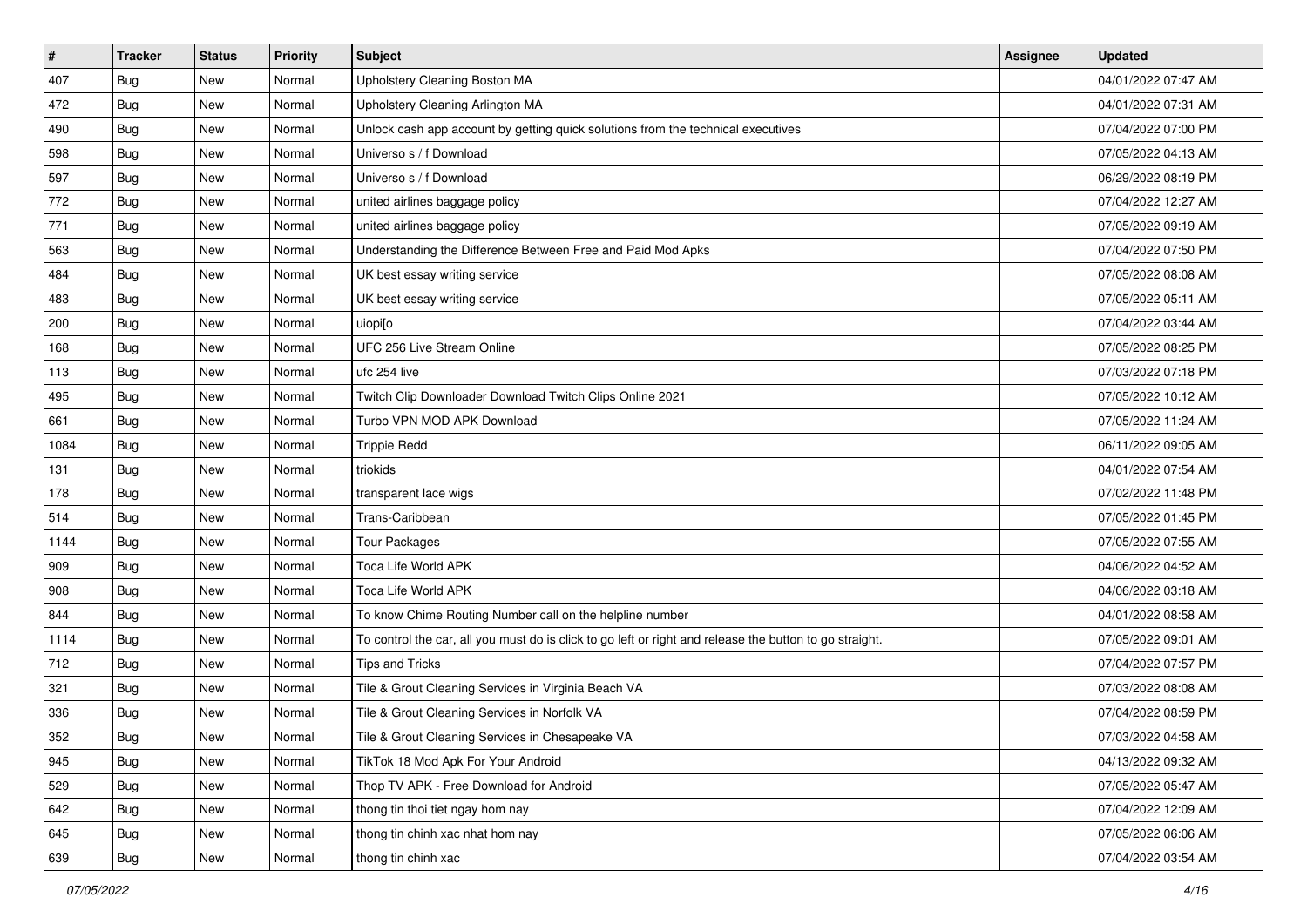| # | Tracker | Status | Priority | Subject | Assignee | Updated |
|---|---|---|---|---|---|---|
| 407 | Bug | New | Normal | Upholstery Cleaning Boston MA | | 04/01/2022 07:47 AM |
| 472 | Bug | New | Normal | Upholstery Cleaning Arlington MA | | 04/01/2022 07:31 AM |
| 490 | Bug | New | Normal | Unlock cash app account by getting quick solutions from the technical executives | | 07/04/2022 07:00 PM |
| 598 | Bug | New | Normal | Universo s / f Download | | 07/05/2022 04:13 AM |
| 597 | Bug | New | Normal | Universo s / f Download | | 06/29/2022 08:19 PM |
| 772 | Bug | New | Normal | united airlines baggage policy | | 07/04/2022 12:27 AM |
| 771 | Bug | New | Normal | united airlines baggage policy | | 07/05/2022 09:19 AM |
| 563 | Bug | New | Normal | Understanding the Difference Between Free and Paid Mod Apks | | 07/04/2022 07:50 PM |
| 484 | Bug | New | Normal | UK best essay writing service | | 07/05/2022 08:08 AM |
| 483 | Bug | New | Normal | UK best essay writing service | | 07/05/2022 05:11 AM |
| 200 | Bug | New | Normal | uiopi[o | | 07/04/2022 03:44 AM |
| 168 | Bug | New | Normal | UFC 256 Live Stream Online | | 07/05/2022 08:25 PM |
| 113 | Bug | New | Normal | ufc 254 live | | 07/03/2022 07:18 PM |
| 495 | Bug | New | Normal | Twitch Clip Downloader Download Twitch Clips Online 2021 | | 07/05/2022 10:12 AM |
| 661 | Bug | New | Normal | Turbo VPN MOD APK Download | | 07/05/2022 11:24 AM |
| 1084 | Bug | New | Normal | Trippie Redd | | 06/11/2022 09:05 AM |
| 131 | Bug | New | Normal | triokids | | 04/01/2022 07:54 AM |
| 178 | Bug | New | Normal | transparent lace wigs | | 07/02/2022 11:48 PM |
| 514 | Bug | New | Normal | Trans-Caribbean | | 07/05/2022 01:45 PM |
| 1144 | Bug | New | Normal | Tour Packages | | 07/05/2022 07:55 AM |
| 909 | Bug | New | Normal | Toca Life World APK | | 04/06/2022 04:52 AM |
| 908 | Bug | New | Normal | Toca Life World APK | | 04/06/2022 03:18 AM |
| 844 | Bug | New | Normal | To know Chime Routing Number call on the helpline number | | 04/01/2022 08:58 AM |
| 1114 | Bug | New | Normal | To control the car, all you must do is click to go left or right and release the button to go straight. | | 07/05/2022 09:01 AM |
| 712 | Bug | New | Normal | Tips and Tricks | | 07/04/2022 07:57 PM |
| 321 | Bug | New | Normal | Tile & Grout Cleaning Services in Virginia Beach VA | | 07/03/2022 08:08 AM |
| 336 | Bug | New | Normal | Tile & Grout Cleaning Services in Norfolk VA | | 07/04/2022 08:59 PM |
| 352 | Bug | New | Normal | Tile & Grout Cleaning Services in Chesapeake VA | | 07/03/2022 04:58 AM |
| 945 | Bug | New | Normal | TikTok 18 Mod Apk For Your Android | | 04/13/2022 09:32 AM |
| 529 | Bug | New | Normal | Thop TV APK - Free Download for Android | | 07/05/2022 05:47 AM |
| 642 | Bug | New | Normal | thong tin thoi tiet ngay hom nay | | 07/04/2022 12:09 AM |
| 645 | Bug | New | Normal | thong tin chinh xac nhat hom nay | | 07/05/2022 06:06 AM |
| 639 | Bug | New | Normal | thong tin chinh xac | | 07/04/2022 03:54 AM |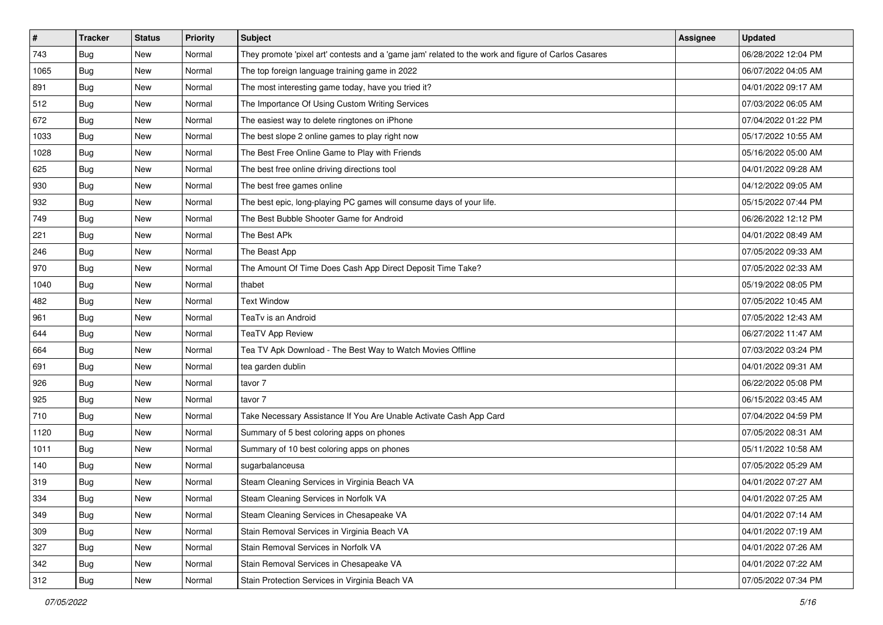| # | Tracker | Status | Priority | Subject | Assignee | Updated |
|---|---|---|---|---|---|---|
| 743 | Bug | New | Normal | They promote 'pixel art' contests and a 'game jam' related to the work and figure of Carlos Casares | | 06/28/2022 12:04 PM |
| 1065 | Bug | New | Normal | The top foreign language training game in 2022 | | 06/07/2022 04:05 AM |
| 891 | Bug | New | Normal | The most interesting game today, have you tried it? | | 04/01/2022 09:17 AM |
| 512 | Bug | New | Normal | The Importance Of Using Custom Writing Services | | 07/03/2022 06:05 AM |
| 672 | Bug | New | Normal | The easiest way to delete ringtones on iPhone | | 07/04/2022 01:22 PM |
| 1033 | Bug | New | Normal | The best slope 2 online games to play right now | | 05/17/2022 10:55 AM |
| 1028 | Bug | New | Normal | The Best Free Online Game to Play with Friends | | 05/16/2022 05:00 AM |
| 625 | Bug | New | Normal | The best free online driving directions tool | | 04/01/2022 09:28 AM |
| 930 | Bug | New | Normal | The best free games online | | 04/12/2022 09:05 AM |
| 932 | Bug | New | Normal | The best epic, long-playing PC games will consume days of your life. | | 05/15/2022 07:44 PM |
| 749 | Bug | New | Normal | The Best Bubble Shooter Game for Android | | 06/26/2022 12:12 PM |
| 221 | Bug | New | Normal | The Best APk | | 04/01/2022 08:49 AM |
| 246 | Bug | New | Normal | The Beast App | | 07/05/2022 09:33 AM |
| 970 | Bug | New | Normal | The Amount Of Time Does Cash App Direct Deposit Time Take? | | 07/05/2022 02:33 AM |
| 1040 | Bug | New | Normal | thabet | | 05/19/2022 08:05 PM |
| 482 | Bug | New | Normal | Text Window | | 07/05/2022 10:45 AM |
| 961 | Bug | New | Normal | TeaTv is an Android | | 07/05/2022 12:43 AM |
| 644 | Bug | New | Normal | TeaTV App Review | | 06/27/2022 11:47 AM |
| 664 | Bug | New | Normal | Tea TV Apk Download - The Best Way to Watch Movies Offline | | 07/03/2022 03:24 PM |
| 691 | Bug | New | Normal | tea garden dublin | | 04/01/2022 09:31 AM |
| 926 | Bug | New | Normal | tavor 7 | | 06/22/2022 05:08 PM |
| 925 | Bug | New | Normal | tavor 7 | | 06/15/2022 03:45 AM |
| 710 | Bug | New | Normal | Take Necessary Assistance If You Are Unable Activate Cash App Card | | 07/04/2022 04:59 PM |
| 1120 | Bug | New | Normal | Summary of 5 best coloring apps on phones | | 07/05/2022 08:31 AM |
| 1011 | Bug | New | Normal | Summary of 10 best coloring apps on phones | | 05/11/2022 10:58 AM |
| 140 | Bug | New | Normal | sugarbalanceusa | | 07/05/2022 05:29 AM |
| 319 | Bug | New | Normal | Steam Cleaning Services in Virginia Beach VA | | 04/01/2022 07:27 AM |
| 334 | Bug | New | Normal | Steam Cleaning Services in Norfolk VA | | 04/01/2022 07:25 AM |
| 349 | Bug | New | Normal | Steam Cleaning Services in Chesapeake VA | | 04/01/2022 07:14 AM |
| 309 | Bug | New | Normal | Stain Removal Services in Virginia Beach VA | | 04/01/2022 07:19 AM |
| 327 | Bug | New | Normal | Stain Removal Services in Norfolk VA | | 04/01/2022 07:26 AM |
| 342 | Bug | New | Normal | Stain Removal Services in Chesapeake VA | | 04/01/2022 07:22 AM |
| 312 | Bug | New | Normal | Stain Protection Services in Virginia Beach VA | | 07/05/2022 07:34 PM |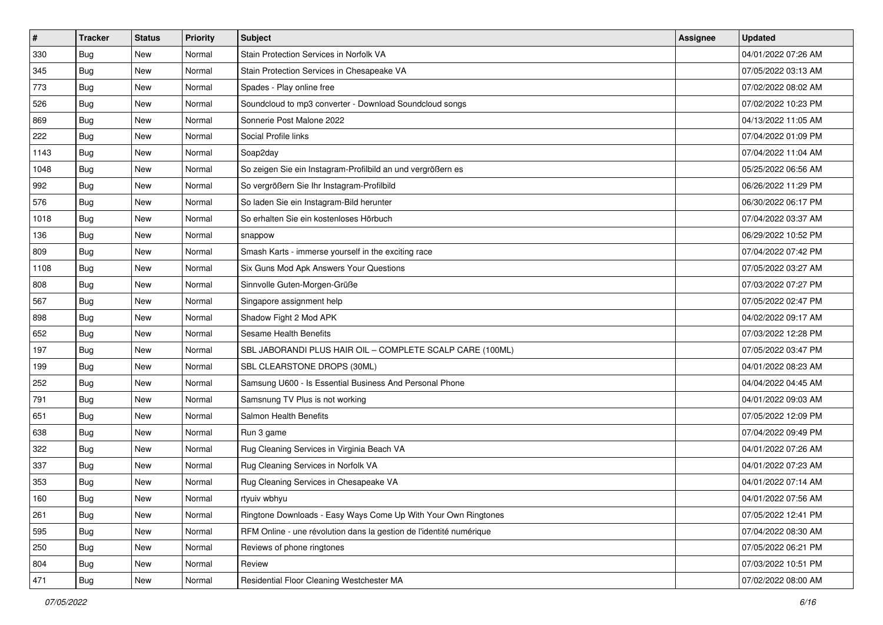| # | Tracker | Status | Priority | Subject | Assignee | Updated |
|---|---|---|---|---|---|---|
| 330 | Bug | New | Normal | Stain Protection Services in Norfolk VA | | 04/01/2022 07:26 AM |
| 345 | Bug | New | Normal | Stain Protection Services in Chesapeake VA | | 07/05/2022 03:13 AM |
| 773 | Bug | New | Normal | Spades - Play online free | | 07/02/2022 08:02 AM |
| 526 | Bug | New | Normal | Soundcloud to mp3 converter - Download Soundcloud songs | | 07/02/2022 10:23 PM |
| 869 | Bug | New | Normal | Sonnerie Post Malone 2022 | | 04/13/2022 11:05 AM |
| 222 | Bug | New | Normal | Social Profile links | | 07/04/2022 01:09 PM |
| 1143 | Bug | New | Normal | Soap2day | | 07/04/2022 11:04 AM |
| 1048 | Bug | New | Normal | So zeigen Sie ein Instagram-Profilbild an und vergrößern es | | 05/25/2022 06:56 AM |
| 992 | Bug | New | Normal | So vergrößern Sie Ihr Instagram-Profilbild | | 06/26/2022 11:29 PM |
| 576 | Bug | New | Normal | So laden Sie ein Instagram-Bild herunter | | 06/30/2022 06:17 PM |
| 1018 | Bug | New | Normal | So erhalten Sie ein kostenloses Hörbuch | | 07/04/2022 03:37 AM |
| 136 | Bug | New | Normal | snappow | | 06/29/2022 10:52 PM |
| 809 | Bug | New | Normal | Smash Karts - immerse yourself in the exciting race | | 07/04/2022 07:42 PM |
| 1108 | Bug | New | Normal | Six Guns Mod Apk Answers Your Questions | | 07/05/2022 03:27 AM |
| 808 | Bug | New | Normal | Sinnvolle Guten-Morgen-Grüße | | 07/03/2022 07:27 PM |
| 567 | Bug | New | Normal | Singapore assignment help | | 07/05/2022 02:47 PM |
| 898 | Bug | New | Normal | Shadow Fight 2 Mod APK | | 04/02/2022 09:17 AM |
| 652 | Bug | New | Normal | Sesame Health Benefits | | 07/03/2022 12:28 PM |
| 197 | Bug | New | Normal | SBL JABORANDI PLUS HAIR OIL – COMPLETE SCALP CARE (100ML) | | 07/05/2022 03:47 PM |
| 199 | Bug | New | Normal | SBL CLEARSTONE DROPS (30ML) | | 04/01/2022 08:23 AM |
| 252 | Bug | New | Normal | Samsung U600 - Is Essential Business And Personal Phone | | 04/04/2022 04:45 AM |
| 791 | Bug | New | Normal | Samsnung TV Plus is not working | | 04/01/2022 09:03 AM |
| 651 | Bug | New | Normal | Salmon Health Benefits | | 07/05/2022 12:09 PM |
| 638 | Bug | New | Normal | Run 3 game | | 07/04/2022 09:49 PM |
| 322 | Bug | New | Normal | Rug Cleaning Services in Virginia Beach VA | | 04/01/2022 07:26 AM |
| 337 | Bug | New | Normal | Rug Cleaning Services in Norfolk VA | | 04/01/2022 07:23 AM |
| 353 | Bug | New | Normal | Rug Cleaning Services in Chesapeake VA | | 04/01/2022 07:14 AM |
| 160 | Bug | New | Normal | rtyuiv wbhyu | | 04/01/2022 07:56 AM |
| 261 | Bug | New | Normal | Ringtone Downloads - Easy Ways Come Up With Your Own Ringtones | | 07/05/2022 12:41 PM |
| 595 | Bug | New | Normal | RFM Online - une révolution dans la gestion de l'identité numérique | | 07/04/2022 08:30 AM |
| 250 | Bug | New | Normal | Reviews of phone ringtones | | 07/05/2022 06:21 PM |
| 804 | Bug | New | Normal | Review | | 07/03/2022 10:51 PM |
| 471 | Bug | New | Normal | Residential Floor Cleaning Westchester MA | | 07/02/2022 08:00 AM |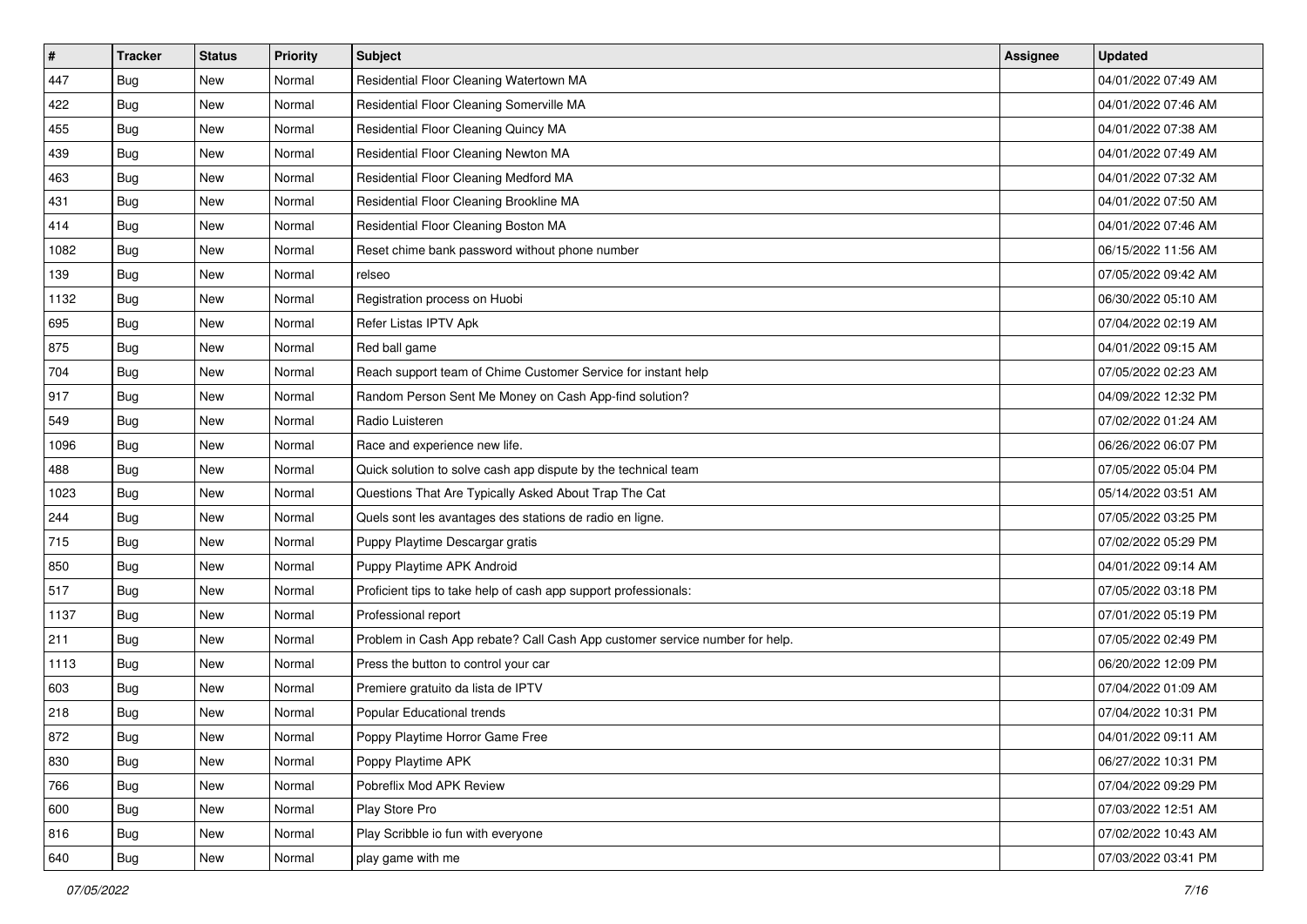| # | Tracker | Status | Priority | Subject | Assignee | Updated |
|---|---|---|---|---|---|---|
| 447 | Bug | New | Normal | Residential Floor Cleaning Watertown MA | | 04/01/2022 07:49 AM |
| 422 | Bug | New | Normal | Residential Floor Cleaning Somerville MA | | 04/01/2022 07:46 AM |
| 455 | Bug | New | Normal | Residential Floor Cleaning Quincy MA | | 04/01/2022 07:38 AM |
| 439 | Bug | New | Normal | Residential Floor Cleaning Newton MA | | 04/01/2022 07:49 AM |
| 463 | Bug | New | Normal | Residential Floor Cleaning Medford MA | | 04/01/2022 07:32 AM |
| 431 | Bug | New | Normal | Residential Floor Cleaning Brookline MA | | 04/01/2022 07:50 AM |
| 414 | Bug | New | Normal | Residential Floor Cleaning Boston MA | | 04/01/2022 07:46 AM |
| 1082 | Bug | New | Normal | Reset chime bank password without phone number | | 06/15/2022 11:56 AM |
| 139 | Bug | New | Normal | relseo | | 07/05/2022 09:42 AM |
| 1132 | Bug | New | Normal | Registration process on Huobi | | 06/30/2022 05:10 AM |
| 695 | Bug | New | Normal | Refer Listas IPTV Apk | | 07/04/2022 02:19 AM |
| 875 | Bug | New | Normal | Red ball game | | 04/01/2022 09:15 AM |
| 704 | Bug | New | Normal | Reach support team of Chime Customer Service for instant help | | 07/05/2022 02:23 AM |
| 917 | Bug | New | Normal | Random Person Sent Me Money on Cash App-find solution? | | 04/09/2022 12:32 PM |
| 549 | Bug | New | Normal | Radio Luisteren | | 07/02/2022 01:24 AM |
| 1096 | Bug | New | Normal | Race and experience new life. | | 06/26/2022 06:07 PM |
| 488 | Bug | New | Normal | Quick solution to solve cash app dispute by the technical team | | 07/05/2022 05:04 PM |
| 1023 | Bug | New | Normal | Questions That Are Typically Asked About Trap The Cat | | 05/14/2022 03:51 AM |
| 244 | Bug | New | Normal | Quels sont les avantages des stations de radio en ligne. | | 07/05/2022 03:25 PM |
| 715 | Bug | New | Normal | Puppy Playtime Descargar gratis | | 07/02/2022 05:29 PM |
| 850 | Bug | New | Normal | Puppy Playtime APK Android | | 04/01/2022 09:14 AM |
| 517 | Bug | New | Normal | Proficient tips to take help of cash app support professionals: | | 07/05/2022 03:18 PM |
| 1137 | Bug | New | Normal | Professional report | | 07/01/2022 05:19 PM |
| 211 | Bug | New | Normal | Problem in Cash App rebate? Call Cash App customer service number for help. | | 07/05/2022 02:49 PM |
| 1113 | Bug | New | Normal | Press the button to control your car | | 06/20/2022 12:09 PM |
| 603 | Bug | New | Normal | Premiere gratuito da lista de IPTV | | 07/04/2022 01:09 AM |
| 218 | Bug | New | Normal | Popular Educational trends | | 07/04/2022 10:31 PM |
| 872 | Bug | New | Normal | Poppy Playtime Horror Game Free | | 04/01/2022 09:11 AM |
| 830 | Bug | New | Normal | Poppy Playtime APK | | 06/27/2022 10:31 PM |
| 766 | Bug | New | Normal | Pobreflix Mod APK Review | | 07/04/2022 09:29 PM |
| 600 | Bug | New | Normal | Play Store Pro | | 07/03/2022 12:51 AM |
| 816 | Bug | New | Normal | Play Scribble io fun with everyone | | 07/02/2022 10:43 AM |
| 640 | Bug | New | Normal | play game with me | | 07/03/2022 03:41 PM |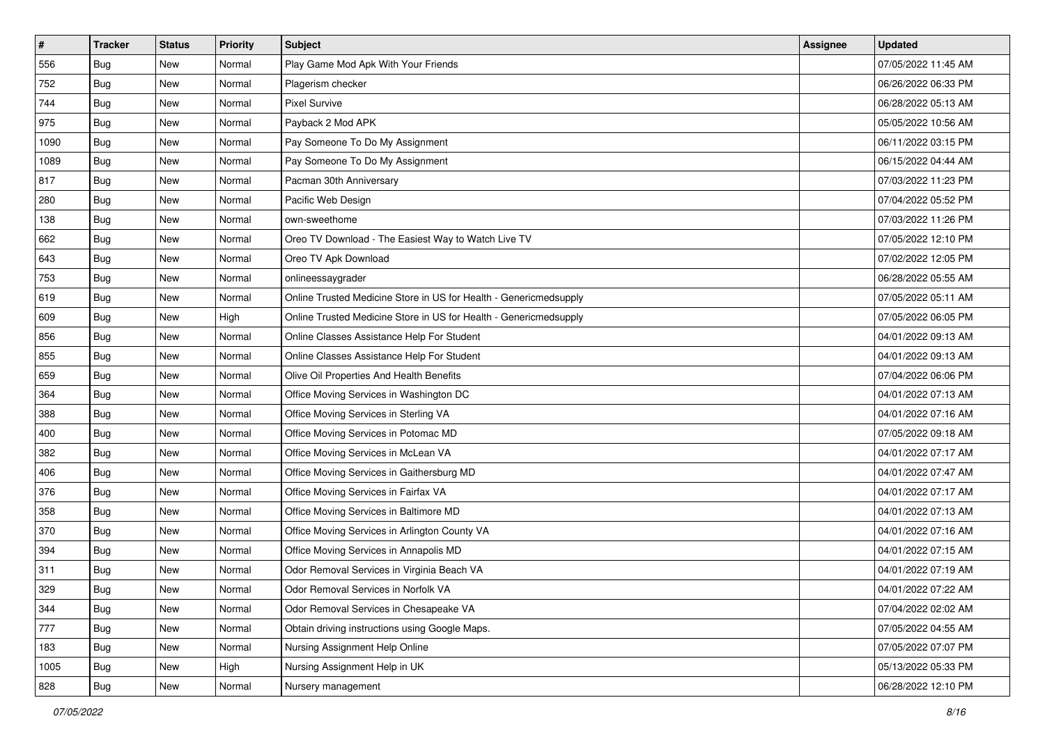| # | Tracker | Status | Priority | Subject | Assignee | Updated |
|---|---|---|---|---|---|---|
| 556 | Bug | New | Normal | Play Game Mod Apk With Your Friends | | 07/05/2022 11:45 AM |
| 752 | Bug | New | Normal | Plagerism checker | | 06/26/2022 06:33 PM |
| 744 | Bug | New | Normal | Pixel Survive | | 06/28/2022 05:13 AM |
| 975 | Bug | New | Normal | Payback 2 Mod APK | | 05/05/2022 10:56 AM |
| 1090 | Bug | New | Normal | Pay Someone To Do My Assignment | | 06/11/2022 03:15 PM |
| 1089 | Bug | New | Normal | Pay Someone To Do My Assignment | | 06/15/2022 04:44 AM |
| 817 | Bug | New | Normal | Pacman 30th Anniversary | | 07/03/2022 11:23 PM |
| 280 | Bug | New | Normal | Pacific Web Design | | 07/04/2022 05:52 PM |
| 138 | Bug | New | Normal | own-sweethome | | 07/03/2022 11:26 PM |
| 662 | Bug | New | Normal | Oreo TV Download - The Easiest Way to Watch Live TV | | 07/05/2022 12:10 PM |
| 643 | Bug | New | Normal | Oreo TV Apk Download | | 07/02/2022 12:05 PM |
| 753 | Bug | New | Normal | onlineessaygrader | | 06/28/2022 05:55 AM |
| 619 | Bug | New | Normal | Online Trusted Medicine Store in US for Health - Genericmedsupply | | 07/05/2022 05:11 AM |
| 609 | Bug | New | High | Online Trusted Medicine Store in US for Health - Genericmedsupply | | 07/05/2022 06:05 PM |
| 856 | Bug | New | Normal | Online Classes Assistance Help For Student | | 04/01/2022 09:13 AM |
| 855 | Bug | New | Normal | Online Classes Assistance Help For Student | | 04/01/2022 09:13 AM |
| 659 | Bug | New | Normal | Olive Oil Properties And Health Benefits | | 07/04/2022 06:06 PM |
| 364 | Bug | New | Normal | Office Moving Services in Washington DC | | 04/01/2022 07:13 AM |
| 388 | Bug | New | Normal | Office Moving Services in Sterling VA | | 04/01/2022 07:16 AM |
| 400 | Bug | New | Normal | Office Moving Services in Potomac MD | | 07/05/2022 09:18 AM |
| 382 | Bug | New | Normal | Office Moving Services in McLean VA | | 04/01/2022 07:17 AM |
| 406 | Bug | New | Normal | Office Moving Services in Gaithersburg MD | | 04/01/2022 07:47 AM |
| 376 | Bug | New | Normal | Office Moving Services in Fairfax VA | | 04/01/2022 07:17 AM |
| 358 | Bug | New | Normal | Office Moving Services in Baltimore MD | | 04/01/2022 07:13 AM |
| 370 | Bug | New | Normal | Office Moving Services in Arlington County VA | | 04/01/2022 07:16 AM |
| 394 | Bug | New | Normal | Office Moving Services in Annapolis MD | | 04/01/2022 07:15 AM |
| 311 | Bug | New | Normal | Odor Removal Services in Virginia Beach VA | | 04/01/2022 07:19 AM |
| 329 | Bug | New | Normal | Odor Removal Services in Norfolk VA | | 04/01/2022 07:22 AM |
| 344 | Bug | New | Normal | Odor Removal Services in Chesapeake VA | | 07/04/2022 02:02 AM |
| 777 | Bug | New | Normal | Obtain driving instructions using Google Maps. | | 07/05/2022 04:55 AM |
| 183 | Bug | New | Normal | Nursing Assignment Help Online | | 07/05/2022 07:07 PM |
| 1005 | Bug | New | High | Nursing Assignment Help in UK | | 05/13/2022 05:33 PM |
| 828 | Bug | New | Normal | Nursery management | | 06/28/2022 12:10 PM |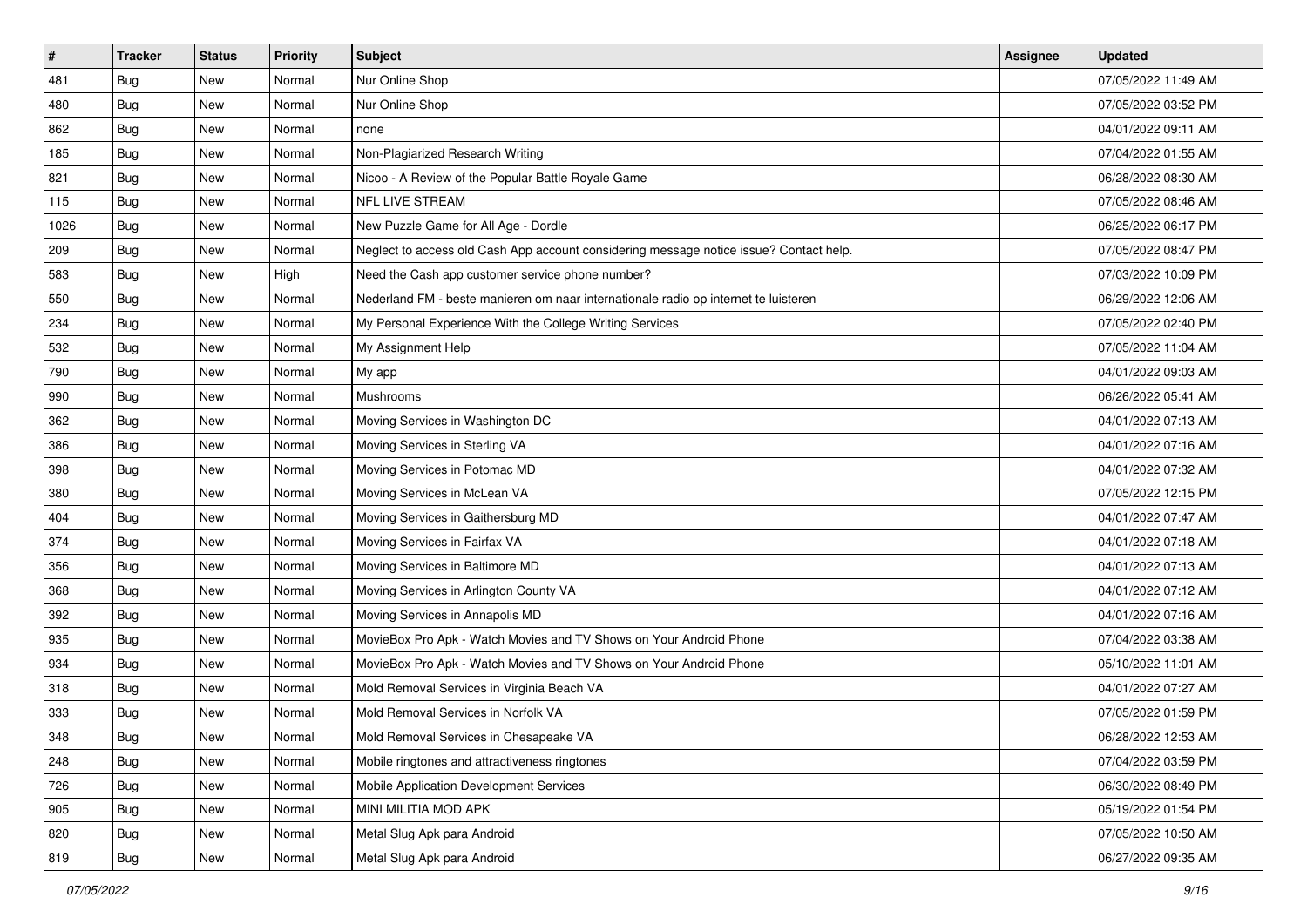| # | Tracker | Status | Priority | Subject | Assignee | Updated |
|---|---|---|---|---|---|---|
| 481 | Bug | New | Normal | Nur Online Shop | | 07/05/2022 11:49 AM |
| 480 | Bug | New | Normal | Nur Online Shop | | 07/05/2022 03:52 PM |
| 862 | Bug | New | Normal | none | | 04/01/2022 09:11 AM |
| 185 | Bug | New | Normal | Non-Plagiarized Research Writing | | 07/04/2022 01:55 AM |
| 821 | Bug | New | Normal | Nicoo - A Review of the Popular Battle Royale Game | | 06/28/2022 08:30 AM |
| 115 | Bug | New | Normal | NFL LIVE STREAM | | 07/05/2022 08:46 AM |
| 1026 | Bug | New | Normal | New Puzzle Game for All Age - Dordle | | 06/25/2022 06:17 PM |
| 209 | Bug | New | Normal | Neglect to access old Cash App account considering message notice issue? Contact help. | | 07/05/2022 08:47 PM |
| 583 | Bug | New | High | Need the Cash app customer service phone number? | | 07/03/2022 10:09 PM |
| 550 | Bug | New | Normal | Nederland FM - beste manieren om naar internationale radio op internet te luisteren | | 06/29/2022 12:06 AM |
| 234 | Bug | New | Normal | My Personal Experience With the College Writing Services | | 07/05/2022 02:40 PM |
| 532 | Bug | New | Normal | My Assignment Help | | 07/05/2022 11:04 AM |
| 790 | Bug | New | Normal | My app | | 04/01/2022 09:03 AM |
| 990 | Bug | New | Normal | Mushrooms | | 06/26/2022 05:41 AM |
| 362 | Bug | New | Normal | Moving Services in Washington DC | | 04/01/2022 07:13 AM |
| 386 | Bug | New | Normal | Moving Services in Sterling VA | | 04/01/2022 07:16 AM |
| 398 | Bug | New | Normal | Moving Services in Potomac MD | | 04/01/2022 07:32 AM |
| 380 | Bug | New | Normal | Moving Services in McLean VA | | 07/05/2022 12:15 PM |
| 404 | Bug | New | Normal | Moving Services in Gaithersburg MD | | 04/01/2022 07:47 AM |
| 374 | Bug | New | Normal | Moving Services in Fairfax VA | | 04/01/2022 07:18 AM |
| 356 | Bug | New | Normal | Moving Services in Baltimore MD | | 04/01/2022 07:13 AM |
| 368 | Bug | New | Normal | Moving Services in Arlington County VA | | 04/01/2022 07:12 AM |
| 392 | Bug | New | Normal | Moving Services in Annapolis MD | | 04/01/2022 07:16 AM |
| 935 | Bug | New | Normal | MovieBox Pro Apk - Watch Movies and TV Shows on Your Android Phone | | 07/04/2022 03:38 AM |
| 934 | Bug | New | Normal | MovieBox Pro Apk - Watch Movies and TV Shows on Your Android Phone | | 05/10/2022 11:01 AM |
| 318 | Bug | New | Normal | Mold Removal Services in Virginia Beach VA | | 04/01/2022 07:27 AM |
| 333 | Bug | New | Normal | Mold Removal Services in Norfolk VA | | 07/05/2022 01:59 PM |
| 348 | Bug | New | Normal | Mold Removal Services in Chesapeake VA | | 06/28/2022 12:53 AM |
| 248 | Bug | New | Normal | Mobile ringtones and attractiveness ringtones | | 07/04/2022 03:59 PM |
| 726 | Bug | New | Normal | Mobile Application Development Services | | 06/30/2022 08:49 PM |
| 905 | Bug | New | Normal | MINI MILITIA MOD APK | | 05/19/2022 01:54 PM |
| 820 | Bug | New | Normal | Metal Slug Apk para Android | | 07/05/2022 10:50 AM |
| 819 | Bug | New | Normal | Metal Slug Apk para Android | | 06/27/2022 09:35 AM |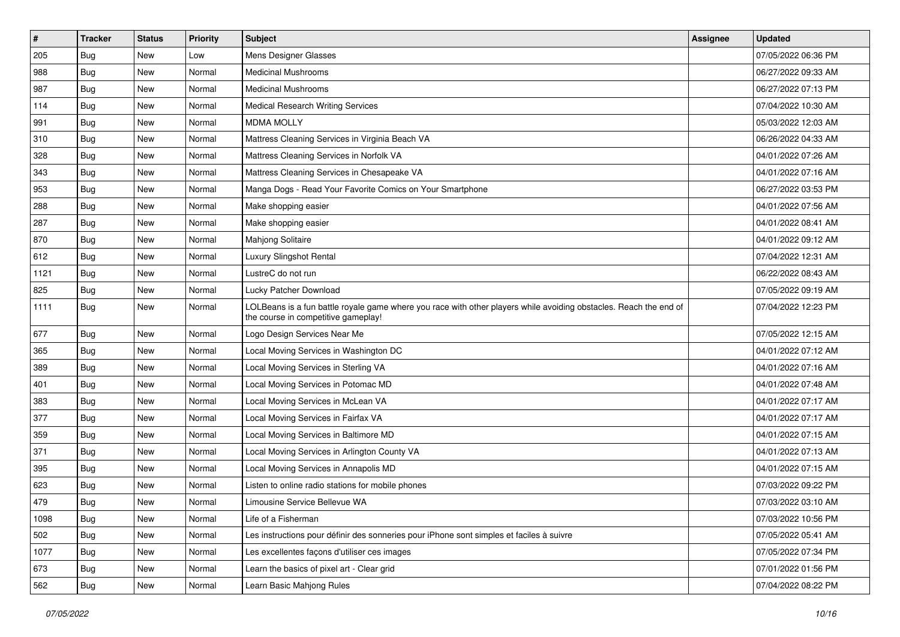| # | Tracker | Status | Priority | Subject | Assignee | Updated |
|---|---|---|---|---|---|---|
| 205 | Bug | New | Low | Mens Designer Glasses | | 07/05/2022 06:36 PM |
| 988 | Bug | New | Normal | Medicinal Mushrooms | | 06/27/2022 09:33 AM |
| 987 | Bug | New | Normal | Medicinal Mushrooms | | 06/27/2022 07:13 PM |
| 114 | Bug | New | Normal | Medical Research Writing Services | | 07/04/2022 10:30 AM |
| 991 | Bug | New | Normal | MDMA MOLLY | | 05/03/2022 12:03 AM |
| 310 | Bug | New | Normal | Mattress Cleaning Services in Virginia Beach VA | | 06/26/2022 04:33 AM |
| 328 | Bug | New | Normal | Mattress Cleaning Services in Norfolk VA | | 04/01/2022 07:26 AM |
| 343 | Bug | New | Normal | Mattress Cleaning Services in Chesapeake VA | | 04/01/2022 07:16 AM |
| 953 | Bug | New | Normal | Manga Dogs - Read Your Favorite Comics on Your Smartphone | | 06/27/2022 03:53 PM |
| 288 | Bug | New | Normal | Make shopping easier | | 04/01/2022 07:56 AM |
| 287 | Bug | New | Normal | Make shopping easier | | 04/01/2022 08:41 AM |
| 870 | Bug | New | Normal | Mahjong Solitaire | | 04/01/2022 09:12 AM |
| 612 | Bug | New | Normal | Luxury Slingshot Rental | | 07/04/2022 12:31 AM |
| 1121 | Bug | New | Normal | LustreC do not run | | 06/22/2022 08:43 AM |
| 825 | Bug | New | Normal | Lucky Patcher Download | | 07/05/2022 09:19 AM |
| 1111 | Bug | New | Normal | LOLBeans is a fun battle royale game where you race with other players while avoiding obstacles. Reach the end of the course in competitive gameplay! | | 07/04/2022 12:23 PM |
| 677 | Bug | New | Normal | Logo Design Services Near Me | | 07/05/2022 12:15 AM |
| 365 | Bug | New | Normal | Local Moving Services in Washington DC | | 04/01/2022 07:12 AM |
| 389 | Bug | New | Normal | Local Moving Services in Sterling VA | | 04/01/2022 07:16 AM |
| 401 | Bug | New | Normal | Local Moving Services in Potomac MD | | 04/01/2022 07:48 AM |
| 383 | Bug | New | Normal | Local Moving Services in McLean VA | | 04/01/2022 07:17 AM |
| 377 | Bug | New | Normal | Local Moving Services in Fairfax VA | | 04/01/2022 07:17 AM |
| 359 | Bug | New | Normal | Local Moving Services in Baltimore MD | | 04/01/2022 07:15 AM |
| 371 | Bug | New | Normal | Local Moving Services in Arlington County VA | | 04/01/2022 07:13 AM |
| 395 | Bug | New | Normal | Local Moving Services in Annapolis MD | | 04/01/2022 07:15 AM |
| 623 | Bug | New | Normal | Listen to online radio stations for mobile phones | | 07/03/2022 09:22 PM |
| 479 | Bug | New | Normal | Limousine Service Bellevue WA | | 07/03/2022 03:10 AM |
| 1098 | Bug | New | Normal | Life of a Fisherman | | 07/03/2022 10:56 PM |
| 502 | Bug | New | Normal | Les instructions pour définir des sonneries pour iPhone sont simples et faciles à suivre | | 07/05/2022 05:41 AM |
| 1077 | Bug | New | Normal | Les excellentes façons d'utiliser ces images | | 07/05/2022 07:34 PM |
| 673 | Bug | New | Normal | Learn the basics of pixel art - Clear grid | | 07/01/2022 01:56 PM |
| 562 | Bug | New | Normal | Learn Basic Mahjong Rules | | 07/04/2022 08:22 PM |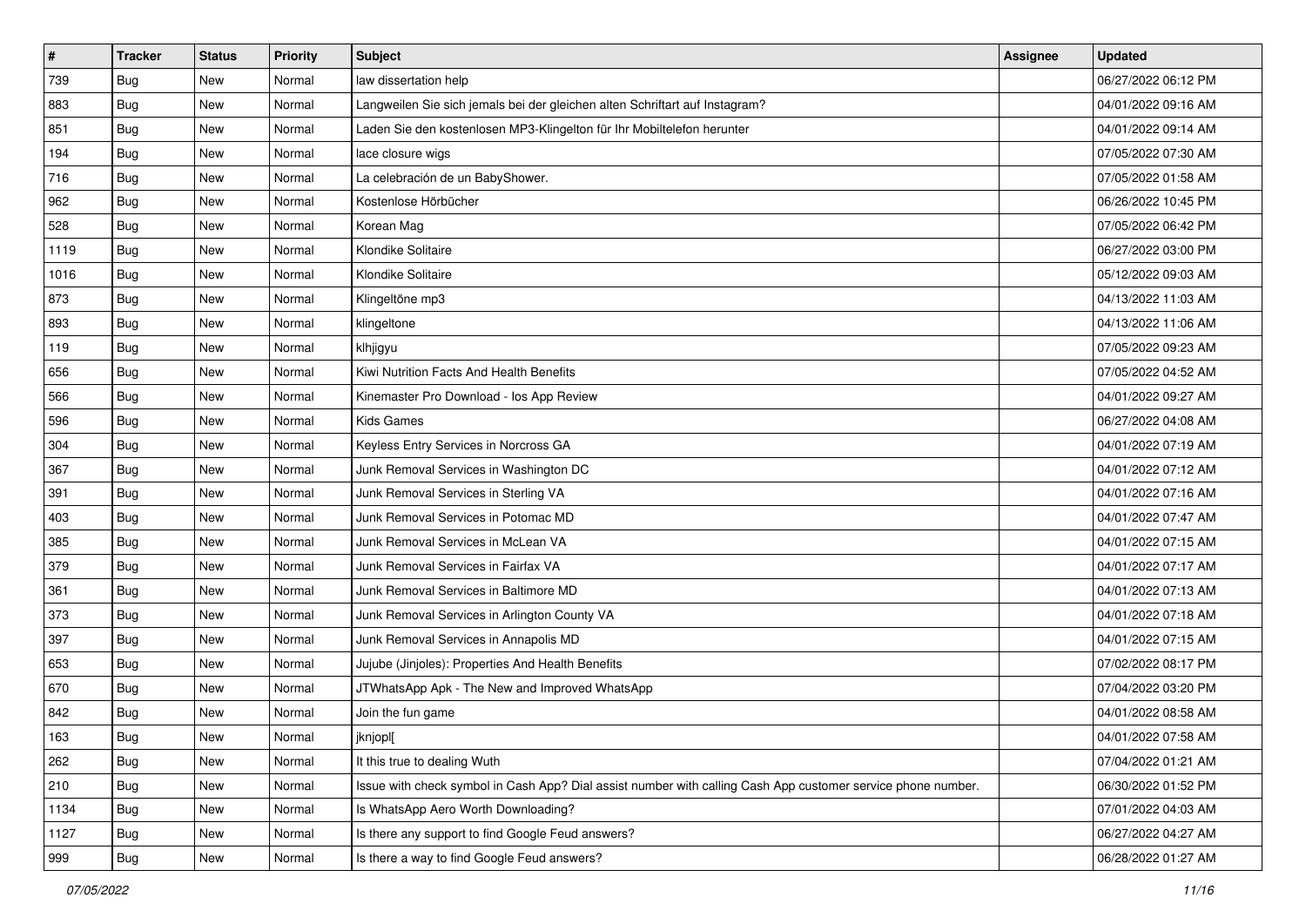| # | Tracker | Status | Priority | Subject | Assignee | Updated |
|---|---|---|---|---|---|---|
| 739 | Bug | New | Normal | law dissertation help | | 06/27/2022 06:12 PM |
| 883 | Bug | New | Normal | Langweilen Sie sich jemals bei der gleichen alten Schriftart auf Instagram? | | 04/01/2022 09:16 AM |
| 851 | Bug | New | Normal | Laden Sie den kostenlosen MP3-Klingelton für Ihr Mobiltelefon herunter | | 04/01/2022 09:14 AM |
| 194 | Bug | New | Normal | lace closure wigs | | 07/05/2022 07:30 AM |
| 716 | Bug | New | Normal | La celebración de un BabyShower. | | 07/05/2022 01:58 AM |
| 962 | Bug | New | Normal | Kostenlose Hörbücher | | 06/26/2022 10:45 PM |
| 528 | Bug | New | Normal | Korean Mag | | 07/05/2022 06:42 PM |
| 1119 | Bug | New | Normal | Klondike Solitaire | | 06/27/2022 03:00 PM |
| 1016 | Bug | New | Normal | Klondike Solitaire | | 05/12/2022 09:03 AM |
| 873 | Bug | New | Normal | Klingeltöne mp3 | | 04/13/2022 11:03 AM |
| 893 | Bug | New | Normal | klingeltone | | 04/13/2022 11:06 AM |
| 119 | Bug | New | Normal | klhjigyu | | 07/05/2022 09:23 AM |
| 656 | Bug | New | Normal | Kiwi Nutrition Facts And Health Benefits | | 07/05/2022 04:52 AM |
| 566 | Bug | New | Normal | Kinemaster Pro Download - Ios App Review | | 04/01/2022 09:27 AM |
| 596 | Bug | New | Normal | Kids Games | | 06/27/2022 04:08 AM |
| 304 | Bug | New | Normal | Keyless Entry Services in Norcross GA | | 04/01/2022 07:19 AM |
| 367 | Bug | New | Normal | Junk Removal Services in Washington DC | | 04/01/2022 07:12 AM |
| 391 | Bug | New | Normal | Junk Removal Services in Sterling VA | | 04/01/2022 07:16 AM |
| 403 | Bug | New | Normal | Junk Removal Services in Potomac MD | | 04/01/2022 07:47 AM |
| 385 | Bug | New | Normal | Junk Removal Services in McLean VA | | 04/01/2022 07:15 AM |
| 379 | Bug | New | Normal | Junk Removal Services in Fairfax VA | | 04/01/2022 07:17 AM |
| 361 | Bug | New | Normal | Junk Removal Services in Baltimore MD | | 04/01/2022 07:13 AM |
| 373 | Bug | New | Normal | Junk Removal Services in Arlington County VA | | 04/01/2022 07:18 AM |
| 397 | Bug | New | Normal | Junk Removal Services in Annapolis MD | | 04/01/2022 07:15 AM |
| 653 | Bug | New | Normal | Jujube (Jinjoles): Properties And Health Benefits | | 07/02/2022 08:17 PM |
| 670 | Bug | New | Normal | JTWhatsApp Apk - The New and Improved WhatsApp | | 07/04/2022 03:20 PM |
| 842 | Bug | New | Normal | Join the fun game | | 04/01/2022 08:58 AM |
| 163 | Bug | New | Normal | jknjopl[ | | 04/01/2022 07:58 AM |
| 262 | Bug | New | Normal | It this true to dealing Wuth | | 07/04/2022 01:21 AM |
| 210 | Bug | New | Normal | Issue with check symbol in Cash App? Dial assist number with calling Cash App customer service phone number. | | 06/30/2022 01:52 PM |
| 1134 | Bug | New | Normal | Is WhatsApp Aero Worth Downloading? | | 07/01/2022 04:03 AM |
| 1127 | Bug | New | Normal | Is there any support to find Google Feud answers? | | 06/27/2022 04:27 AM |
| 999 | Bug | New | Normal | Is there a way to find Google Feud answers? | | 06/28/2022 01:27 AM |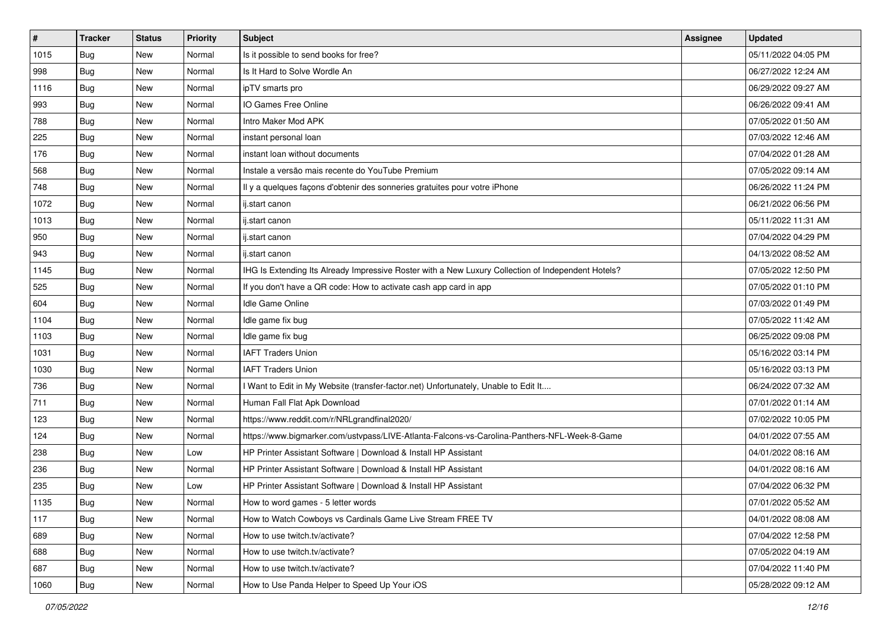| # | Tracker | Status | Priority | Subject | Assignee | Updated |
|---|---|---|---|---|---|---|
| 1015 | Bug | New | Normal | Is it possible to send books for free? | | 05/11/2022 04:05 PM |
| 998 | Bug | New | Normal | Is It Hard to Solve Wordle An | | 06/27/2022 12:24 AM |
| 1116 | Bug | New | Normal | ipTV smarts pro | | 06/29/2022 09:27 AM |
| 993 | Bug | New | Normal | IO Games Free Online | | 06/26/2022 09:41 AM |
| 788 | Bug | New | Normal | Intro Maker Mod APK | | 07/05/2022 01:50 AM |
| 225 | Bug | New | Normal | instant personal loan | | 07/03/2022 12:46 AM |
| 176 | Bug | New | Normal | instant loan without documents | | 07/04/2022 01:28 AM |
| 568 | Bug | New | Normal | Instale a versão mais recente do YouTube Premium | | 07/05/2022 09:14 AM |
| 748 | Bug | New | Normal | Il y a quelques façons d'obtenir des sonneries gratuites pour votre iPhone | | 06/26/2022 11:24 PM |
| 1072 | Bug | New | Normal | ij.start canon | | 06/21/2022 06:56 PM |
| 1013 | Bug | New | Normal | ij.start canon | | 05/11/2022 11:31 AM |
| 950 | Bug | New | Normal | ij.start canon | | 07/04/2022 04:29 PM |
| 943 | Bug | New | Normal | ij.start canon | | 04/13/2022 08:52 AM |
| 1145 | Bug | New | Normal | IHG Is Extending Its Already Impressive Roster with a New Luxury Collection of Independent Hotels? | | 07/05/2022 12:50 PM |
| 525 | Bug | New | Normal | If you don't have a QR code: How to activate cash app card in app | | 07/05/2022 01:10 PM |
| 604 | Bug | New | Normal | Idle Game Online | | 07/03/2022 01:49 PM |
| 1104 | Bug | New | Normal | Idle game fix bug | | 07/05/2022 11:42 AM |
| 1103 | Bug | New | Normal | Idle game fix bug | | 06/25/2022 09:08 PM |
| 1031 | Bug | New | Normal | IAFT Traders Union | | 05/16/2022 03:14 PM |
| 1030 | Bug | New | Normal | IAFT Traders Union | | 05/16/2022 03:13 PM |
| 736 | Bug | New | Normal | I Want to Edit in My Website (transfer-factor.net) Unfortunately, Unable to Edit It.... | | 06/24/2022 07:32 AM |
| 711 | Bug | New | Normal | Human Fall Flat Apk Download | | 07/01/2022 01:14 AM |
| 123 | Bug | New | Normal | https://www.reddit.com/r/NRLgrandfinal2020/ | | 07/02/2022 10:05 PM |
| 124 | Bug | New | Normal | https://www.bigmarker.com/ustvpass/LIVE-Atlanta-Falcons-vs-Carolina-Panthers-NFL-Week-8-Game | | 04/01/2022 07:55 AM |
| 238 | Bug | New | Low | HP Printer Assistant Software \| Download & Install HP Assistant | | 04/01/2022 08:16 AM |
| 236 | Bug | New | Normal | HP Printer Assistant Software \| Download & Install HP Assistant | | 04/01/2022 08:16 AM |
| 235 | Bug | New | Low | HP Printer Assistant Software \| Download & Install HP Assistant | | 07/04/2022 06:32 PM |
| 1135 | Bug | New | Normal | How to word games - 5 letter words | | 07/01/2022 05:52 AM |
| 117 | Bug | New | Normal | How to Watch Cowboys vs Cardinals Game Live Stream FREE TV | | 04/01/2022 08:08 AM |
| 689 | Bug | New | Normal | How to use twitch.tv/activate? | | 07/04/2022 12:58 PM |
| 688 | Bug | New | Normal | How to use twitch.tv/activate? | | 07/05/2022 04:19 AM |
| 687 | Bug | New | Normal | How to use twitch.tv/activate? | | 07/04/2022 11:40 PM |
| 1060 | Bug | New | Normal | How to Use Panda Helper to Speed Up Your iOS | | 05/28/2022 09:12 AM |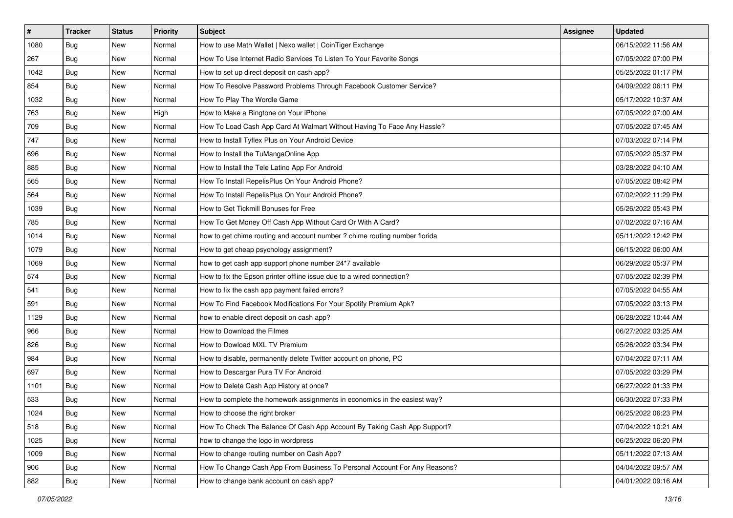| # | Tracker | Status | Priority | Subject | Assignee | Updated |
|---|---|---|---|---|---|---|
| 1080 | Bug | New | Normal | How to use Math Wallet \| Nexo wallet \| CoinTiger Exchange | | 06/15/2022 11:56 AM |
| 267 | Bug | New | Normal | How To Use Internet Radio Services To Listen To Your Favorite Songs | | 07/05/2022 07:00 PM |
| 1042 | Bug | New | Normal | How to set up direct deposit on cash app? | | 05/25/2022 01:17 PM |
| 854 | Bug | New | Normal | How To Resolve Password Problems Through Facebook Customer Service? | | 04/09/2022 06:11 PM |
| 1032 | Bug | New | Normal | How To Play The Wordle Game | | 05/17/2022 10:37 AM |
| 763 | Bug | New | High | How to Make a Ringtone on Your iPhone | | 07/05/2022 07:00 AM |
| 709 | Bug | New | Normal | How To Load Cash App Card At Walmart Without Having To Face Any Hassle? | | 07/05/2022 07:45 AM |
| 747 | Bug | New | Normal | How to Install Tyflex Plus on Your Android Device | | 07/03/2022 07:14 PM |
| 696 | Bug | New | Normal | How to Install the TuMangaOnline App | | 07/05/2022 05:37 PM |
| 885 | Bug | New | Normal | How to Install the Tele Latino App For Android | | 03/28/2022 04:10 AM |
| 565 | Bug | New | Normal | How To Install RepelisPlus On Your Android Phone? | | 07/05/2022 08:42 PM |
| 564 | Bug | New | Normal | How To Install RepelisPlus On Your Android Phone? | | 07/02/2022 11:29 PM |
| 1039 | Bug | New | Normal | How to Get Tickmill Bonuses for Free | | 05/26/2022 05:43 PM |
| 785 | Bug | New | Normal | How To Get Money Off Cash App Without Card Or With A Card? | | 07/02/2022 07:16 AM |
| 1014 | Bug | New | Normal | how to get chime routing and account number ? chime routing number florida | | 05/11/2022 12:42 PM |
| 1079 | Bug | New | Normal | How to get cheap psychology assignment? | | 06/15/2022 06:00 AM |
| 1069 | Bug | New | Normal | how to get cash app support phone number 24*7 available | | 06/29/2022 05:37 PM |
| 574 | Bug | New | Normal | How to fix the Epson printer offline issue due to a wired connection? | | 07/05/2022 02:39 PM |
| 541 | Bug | New | Normal | How to fix the cash app payment failed errors? | | 07/05/2022 04:55 AM |
| 591 | Bug | New | Normal | How To Find Facebook Modifications For Your Spotify Premium Apk? | | 07/05/2022 03:13 PM |
| 1129 | Bug | New | Normal | how to enable direct deposit on cash app? | | 06/28/2022 10:44 AM |
| 966 | Bug | New | Normal | How to Download the Filmes | | 06/27/2022 03:25 AM |
| 826 | Bug | New | Normal | How to Dowload MXL TV Premium | | 05/26/2022 03:34 PM |
| 984 | Bug | New | Normal | How to disable, permanently delete Twitter account on phone, PC | | 07/04/2022 07:11 AM |
| 697 | Bug | New | Normal | How to Descargar Pura TV For Android | | 07/05/2022 03:29 PM |
| 1101 | Bug | New | Normal | How to Delete Cash App History at once? | | 06/27/2022 01:33 PM |
| 533 | Bug | New | Normal | How to complete the homework assignments in economics in the easiest way? | | 06/30/2022 07:33 PM |
| 1024 | Bug | New | Normal | How to choose the right broker | | 06/25/2022 06:23 PM |
| 518 | Bug | New | Normal | How To Check The Balance Of Cash App Account By Taking Cash App Support? | | 07/04/2022 10:21 AM |
| 1025 | Bug | New | Normal | how to change the logo in wordpress | | 06/25/2022 06:20 PM |
| 1009 | Bug | New | Normal | How to change routing number on Cash App? | | 05/11/2022 07:13 AM |
| 906 | Bug | New | Normal | How To Change Cash App From Business To Personal Account For Any Reasons? | | 04/04/2022 09:57 AM |
| 882 | Bug | New | Normal | How to change bank account on cash app? | | 04/01/2022 09:16 AM |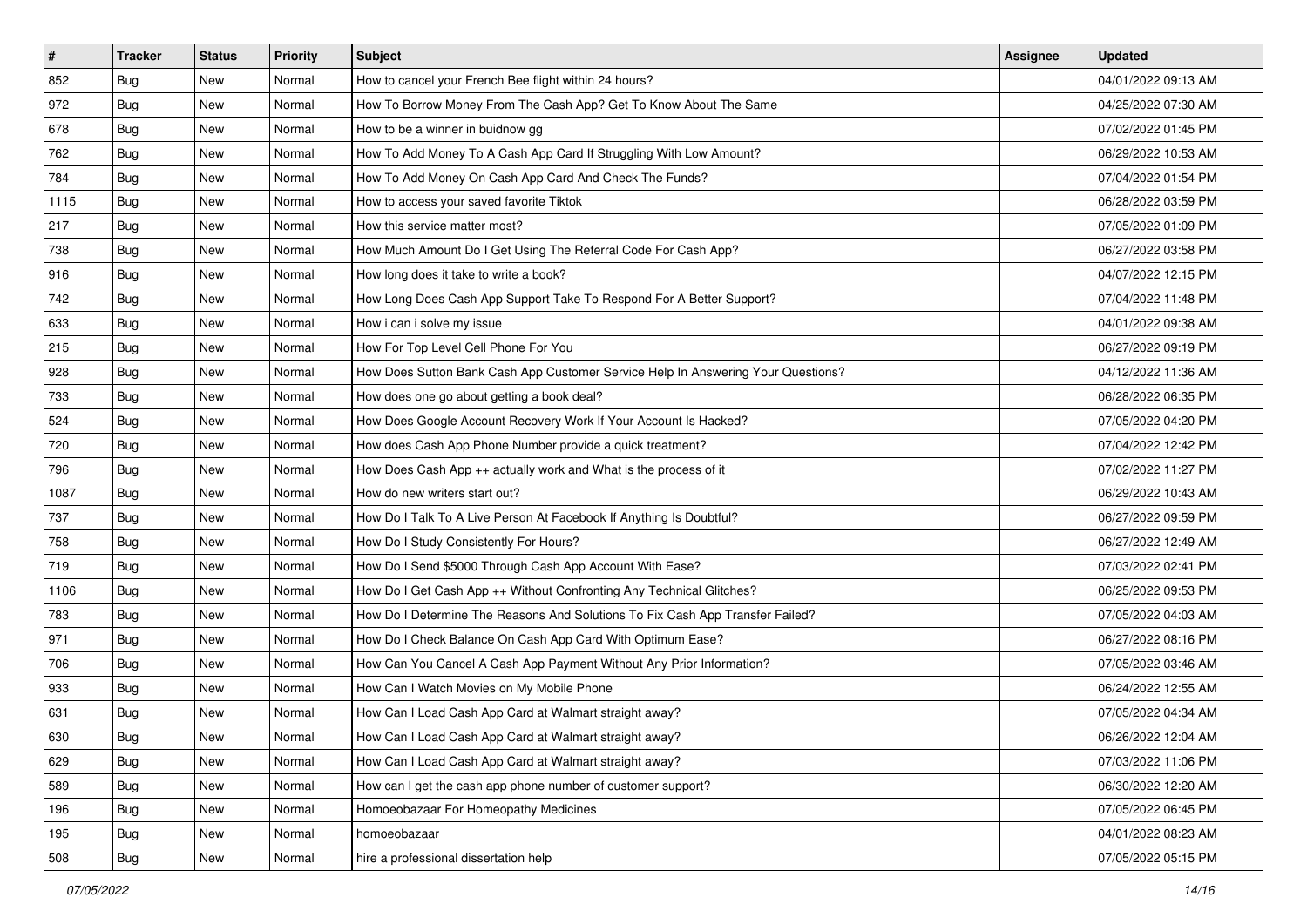| # | Tracker | Status | Priority | Subject | Assignee | Updated |
|---|---|---|---|---|---|---|
| 852 | Bug | New | Normal | How to cancel your French Bee flight within 24 hours? | | 04/01/2022 09:13 AM |
| 972 | Bug | New | Normal | How To Borrow Money From The Cash App? Get To Know About The Same | | 04/25/2022 07:30 AM |
| 678 | Bug | New | Normal | How to be a winner in buidnow gg | | 07/02/2022 01:45 PM |
| 762 | Bug | New | Normal | How To Add Money To A Cash App Card If Struggling With Low Amount? | | 06/29/2022 10:53 AM |
| 784 | Bug | New | Normal | How To Add Money On Cash App Card And Check The Funds? | | 07/04/2022 01:54 PM |
| 1115 | Bug | New | Normal | How to access your saved favorite Tiktok | | 06/28/2022 03:59 PM |
| 217 | Bug | New | Normal | How this service matter most? | | 07/05/2022 01:09 PM |
| 738 | Bug | New | Normal | How Much Amount Do I Get Using The Referral Code For Cash App? | | 06/27/2022 03:58 PM |
| 916 | Bug | New | Normal | How long does it take to write a book? | | 04/07/2022 12:15 PM |
| 742 | Bug | New | Normal | How Long Does Cash App Support Take To Respond For A Better Support? | | 07/04/2022 11:48 PM |
| 633 | Bug | New | Normal | How i can i solve my issue | | 04/01/2022 09:38 AM |
| 215 | Bug | New | Normal | How For Top Level Cell Phone For You | | 06/27/2022 09:19 PM |
| 928 | Bug | New | Normal | How Does Sutton Bank Cash App Customer Service Help In Answering Your Questions? | | 04/12/2022 11:36 AM |
| 733 | Bug | New | Normal | How does one go about getting a book deal? | | 06/28/2022 06:35 PM |
| 524 | Bug | New | Normal | How Does Google Account Recovery Work If Your Account Is Hacked? | | 07/05/2022 04:20 PM |
| 720 | Bug | New | Normal | How does Cash App Phone Number provide a quick treatment? | | 07/04/2022 12:42 PM |
| 796 | Bug | New | Normal | How Does Cash App ++ actually work and What is the process of it | | 07/02/2022 11:27 PM |
| 1087 | Bug | New | Normal | How do new writers start out? | | 06/29/2022 10:43 AM |
| 737 | Bug | New | Normal | How Do I Talk To A Live Person At Facebook If Anything Is Doubtful? | | 06/27/2022 09:59 PM |
| 758 | Bug | New | Normal | How Do I Study Consistently For Hours? | | 06/27/2022 12:49 AM |
| 719 | Bug | New | Normal | How Do I Send $5000 Through Cash App Account With Ease? | | 07/03/2022 02:41 PM |
| 1106 | Bug | New | Normal | How Do I Get Cash App ++ Without Confronting Any Technical Glitches? | | 06/25/2022 09:53 PM |
| 783 | Bug | New | Normal | How Do I Determine The Reasons And Solutions To Fix Cash App Transfer Failed? | | 07/05/2022 04:03 AM |
| 971 | Bug | New | Normal | How Do I Check Balance On Cash App Card With Optimum Ease? | | 06/27/2022 08:16 PM |
| 706 | Bug | New | Normal | How Can You Cancel A Cash App Payment Without Any Prior Information? | | 07/05/2022 03:46 AM |
| 933 | Bug | New | Normal | How Can I Watch Movies on My Mobile Phone | | 06/24/2022 12:55 AM |
| 631 | Bug | New | Normal | How Can I Load Cash App Card at Walmart straight away? | | 07/05/2022 04:34 AM |
| 630 | Bug | New | Normal | How Can I Load Cash App Card at Walmart straight away? | | 06/26/2022 12:04 AM |
| 629 | Bug | New | Normal | How Can I Load Cash App Card at Walmart straight away? | | 07/03/2022 11:06 PM |
| 589 | Bug | New | Normal | How can I get the cash app phone number of customer support? | | 06/30/2022 12:20 AM |
| 196 | Bug | New | Normal | Homoeobazaar For Homeopathy Medicines | | 07/05/2022 06:45 PM |
| 195 | Bug | New | Normal | homoeobazaar | | 04/01/2022 08:23 AM |
| 508 | Bug | New | Normal | hire a professional dissertation help | | 07/05/2022 05:15 PM |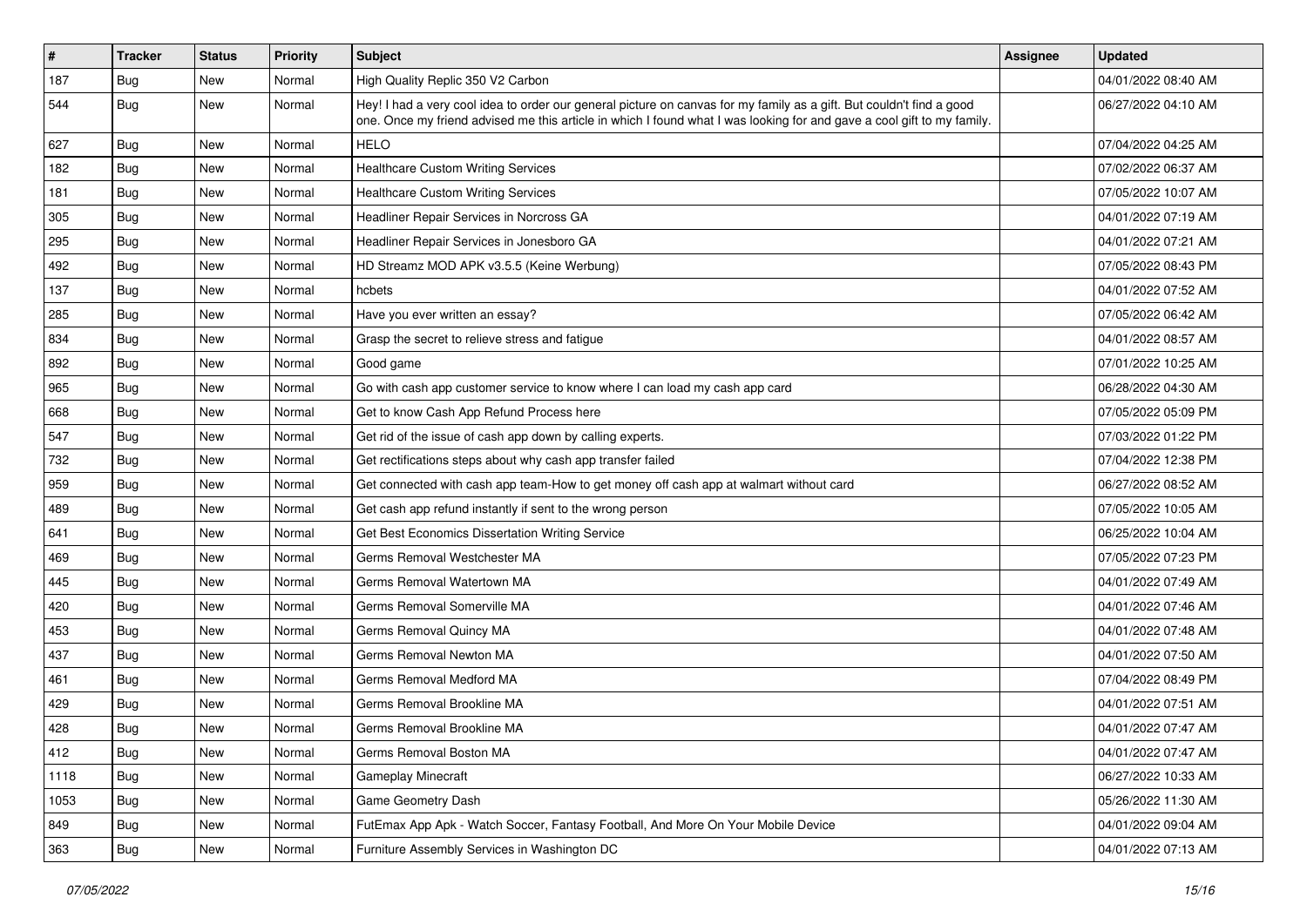| # | Tracker | Status | Priority | Subject | Assignee | Updated |
|---|---|---|---|---|---|---|
| 187 | Bug | New | Normal | High Quality Replic 350 V2 Carbon | | 04/01/2022 08:40 AM |
| 544 | Bug | New | Normal | Hey! I had a very cool idea to order our general picture on canvas for my family as a gift. But couldn't find a good one. Once my friend advised me this article in which I found what I was looking for and gave a cool gift to my family. | | 06/27/2022 04:10 AM |
| 627 | Bug | New | Normal | HELO | | 07/04/2022 04:25 AM |
| 182 | Bug | New | Normal | Healthcare Custom Writing Services | | 07/02/2022 06:37 AM |
| 181 | Bug | New | Normal | Healthcare Custom Writing Services | | 07/05/2022 10:07 AM |
| 305 | Bug | New | Normal | Headliner Repair Services in Norcross GA | | 04/01/2022 07:19 AM |
| 295 | Bug | New | Normal | Headliner Repair Services in Jonesboro GA | | 04/01/2022 07:21 AM |
| 492 | Bug | New | Normal | HD Streamz MOD APK v3.5.5 (Keine Werbung) | | 07/05/2022 08:43 PM |
| 137 | Bug | New | Normal | hcbets | | 04/01/2022 07:52 AM |
| 285 | Bug | New | Normal | Have you ever written an essay? | | 07/05/2022 06:42 AM |
| 834 | Bug | New | Normal | Grasp the secret to relieve stress and fatigue | | 04/01/2022 08:57 AM |
| 892 | Bug | New | Normal | Good game | | 07/01/2022 10:25 AM |
| 965 | Bug | New | Normal | Go with cash app customer service to know where I can load my cash app card | | 06/28/2022 04:30 AM |
| 668 | Bug | New | Normal | Get to know Cash App Refund Process here | | 07/05/2022 05:09 PM |
| 547 | Bug | New | Normal | Get rid of the issue of cash app down by calling experts. | | 07/03/2022 01:22 PM |
| 732 | Bug | New | Normal | Get rectifications steps about why cash app transfer failed | | 07/04/2022 12:38 PM |
| 959 | Bug | New | Normal | Get connected with cash app team-How to get money off cash app at walmart without card | | 06/27/2022 08:52 AM |
| 489 | Bug | New | Normal | Get cash app refund instantly if sent to the wrong person | | 07/05/2022 10:05 AM |
| 641 | Bug | New | Normal | Get Best Economics Dissertation Writing Service | | 06/25/2022 10:04 AM |
| 469 | Bug | New | Normal | Germs Removal Westchester MA | | 07/05/2022 07:23 PM |
| 445 | Bug | New | Normal | Germs Removal Watertown MA | | 04/01/2022 07:49 AM |
| 420 | Bug | New | Normal | Germs Removal Somerville MA | | 04/01/2022 07:46 AM |
| 453 | Bug | New | Normal | Germs Removal Quincy MA | | 04/01/2022 07:48 AM |
| 437 | Bug | New | Normal | Germs Removal Newton MA | | 04/01/2022 07:50 AM |
| 461 | Bug | New | Normal | Germs Removal Medford MA | | 07/04/2022 08:49 PM |
| 429 | Bug | New | Normal | Germs Removal Brookline MA | | 04/01/2022 07:51 AM |
| 428 | Bug | New | Normal | Germs Removal Brookline MA | | 04/01/2022 07:47 AM |
| 412 | Bug | New | Normal | Germs Removal Boston MA | | 04/01/2022 07:47 AM |
| 1118 | Bug | New | Normal | Gameplay Minecraft | | 06/27/2022 10:33 AM |
| 1053 | Bug | New | Normal | Game Geometry Dash | | 05/26/2022 11:30 AM |
| 849 | Bug | New | Normal | FutEmax App Apk - Watch Soccer, Fantasy Football, And More On Your Mobile Device | | 04/01/2022 09:04 AM |
| 363 | Bug | New | Normal | Furniture Assembly Services in Washington DC | | 04/01/2022 07:13 AM |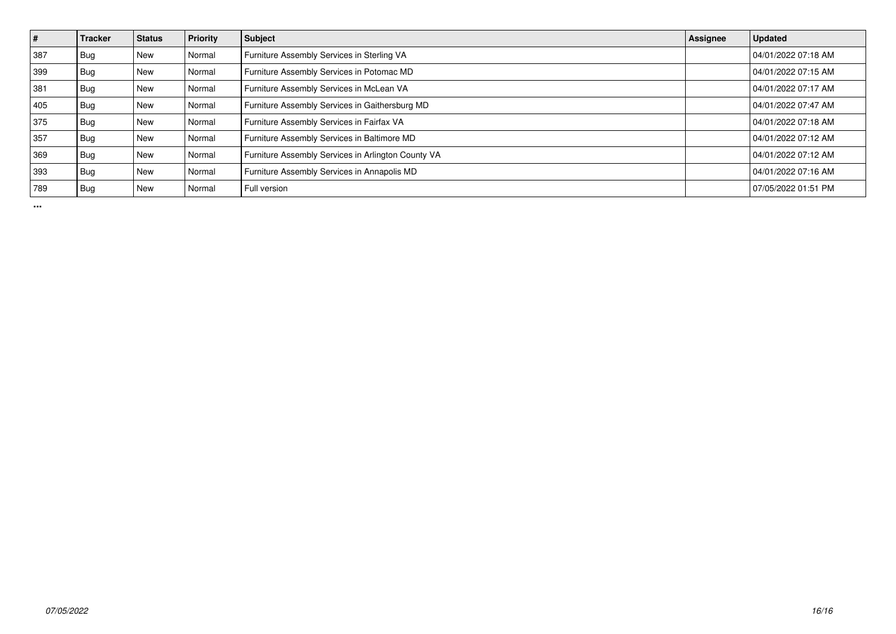| # | Tracker | Status | Priority | Subject | Assignee | Updated |
|---|---|---|---|---|---|---|
| 387 | Bug | New | Normal | Furniture Assembly Services in Sterling VA | | 04/01/2022 07:18 AM |
| 399 | Bug | New | Normal | Furniture Assembly Services in Potomac MD | | 04/01/2022 07:15 AM |
| 381 | Bug | New | Normal | Furniture Assembly Services in McLean VA | | 04/01/2022 07:17 AM |
| 405 | Bug | New | Normal | Furniture Assembly Services in Gaithersburg MD | | 04/01/2022 07:47 AM |
| 375 | Bug | New | Normal | Furniture Assembly Services in Fairfax VA | | 04/01/2022 07:18 AM |
| 357 | Bug | New | Normal | Furniture Assembly Services in Baltimore MD | | 04/01/2022 07:12 AM |
| 369 | Bug | New | Normal | Furniture Assembly Services in Arlington County VA | | 04/01/2022 07:12 AM |
| 393 | Bug | New | Normal | Furniture Assembly Services in Annapolis MD | | 04/01/2022 07:16 AM |
| 789 | Bug | New | Normal | Full version | | 07/05/2022 01:51 PM |

...